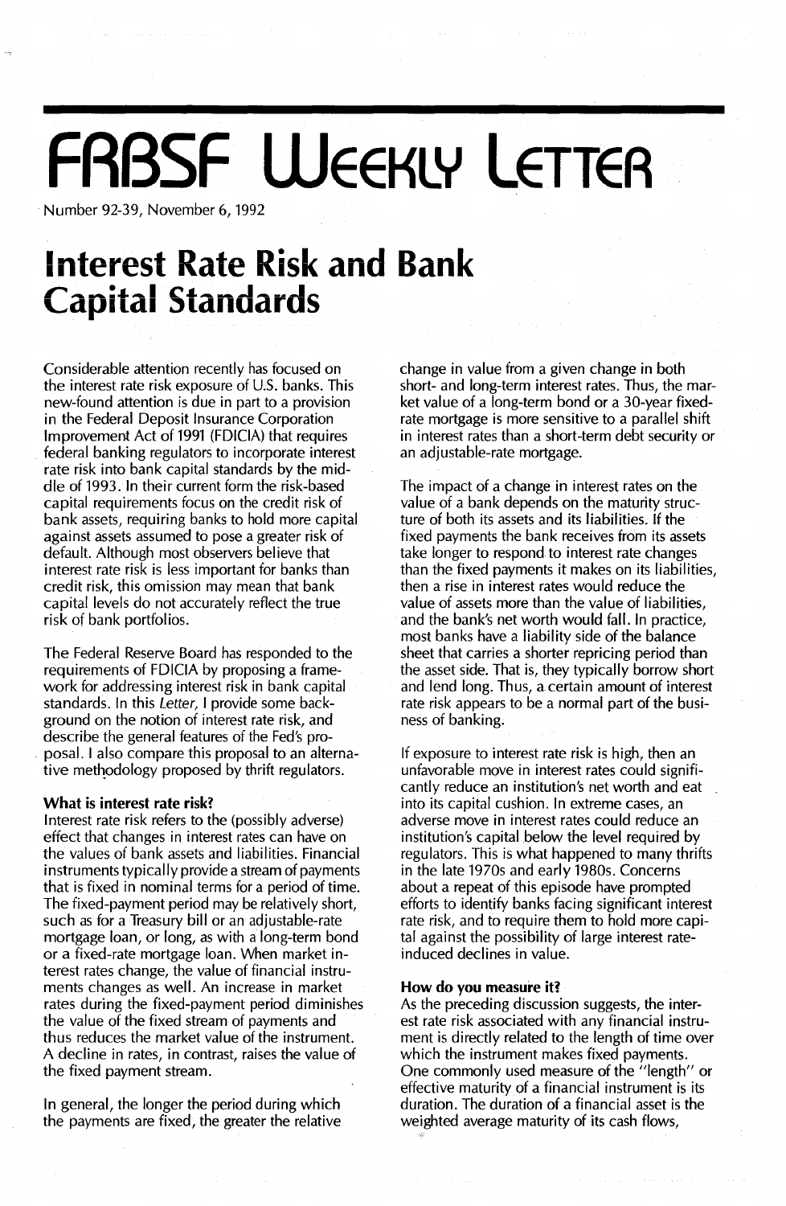# FRBSF Weekly Letter

Number 92-39, November 6, 1992

# Interest Rate Risk and Bank Capital Standards

Considerable attention recently has focused on the interest rate risk exposure of U.S. banks. This new-found attention is due in part to a provision in the Federal Deposit Insurance Corporation Improvement Act of 1991 (FDICIA) that requires federal banking regulators to incorporate interest rate risk into bank capital standards by the middle of 1993. In their current form the risk-based capital requirements focus on the credit risk of bank assets, requiring banks to hold more capital against assets assumed to pose a greater risk of default. Although most observers believe that interest rate risk is less important for banks than credit risk, this omission may mean that bank capital levels do not accurately reflect the true risk of bank portfolios.

The Federal Reserve Board has responded to the requirements of FDICIA by proposing a framework for addressing interest risk in bank capital standards. In this *Letter,* I provide some background on the notion of interest rate risk, and describe the general features of the Fed's proposal. I also compare this proposal to an alternative methodology proposed by thrift regulators.

### What is interest rate risk?

Interest rate risk refers to the (possibly adverse) effect that changes in interest rates can have on the values of bank assets and liabilities. Financial instruments typically provide a stream of payments that is fixed in nominal terms for a period of time. The fixed-payment period may be relatively short, such as for a Treasury bill or an adjustable-rate mortgage loan, or long, as with a long-term bond or a fixed-rate mortgage loan. When market interest rates change, the value of financial instruments changes as well. An increase in market rates during the fixed-payment period diminishes the value of the fixed stream of payments and thus reduces the market value of the instrument. A decline in rates, in contrast, raises the value of the fixed payment stream.

In general, the longer the period during which the payments are fixed, the greater the relative change in value from a given change in both short- and long-term interest rates. Thus, the market value of a long-term bond or a 30-year fixed-rate mortgage is more sensitive to a parallel shift in interest rates than a short-term debt security or an adjustable-rate mortgage.

The impact of a change in interest rates on the value of a bank depends on the maturity structure of both its assets and its liabilities. If the fixed payments the bank receives from its assets take longer to respond to interest rate changes than the fixed payments it makes on its liabilities, then a rise in interest rates would reduce the value of assets more than the value of liabilities, and the bank's net worth would fall. In practice, most banks have a liability side of the balance sheet that carries a shorter repricing period than the asset side. That is, they typically borrow short and lend long. Thus, a certain amount of interest rate risk appears to be a normal part of the business of banking.

If exposure to interest rate risk is high, then an unfavorable move in interest rates could significantly reduce an institution's net worth and eat into its capital cushion. In extreme cases, an adverse move in interest rates could reduce an institution's capital below the level required by regulators. This is what happened to many thrifts in the late 1970s and early 1980s. Concerns about a repeat of this episode have prompted efforts to identify banks facing significant interest rate risk, and to require them to hold more capital against the possibility of large interest rate-induced declines in value.

### How do you measure it?

As the preceding discussion suggests, the interest rate risk associated with any financial instrument is directly related to the length of time over which the instrument makes fixed payments. One commonly used measure of the "length" or effective maturity of a financial instrument is its duration. The duration of a financial asset is the weighted average maturity of its cash flows,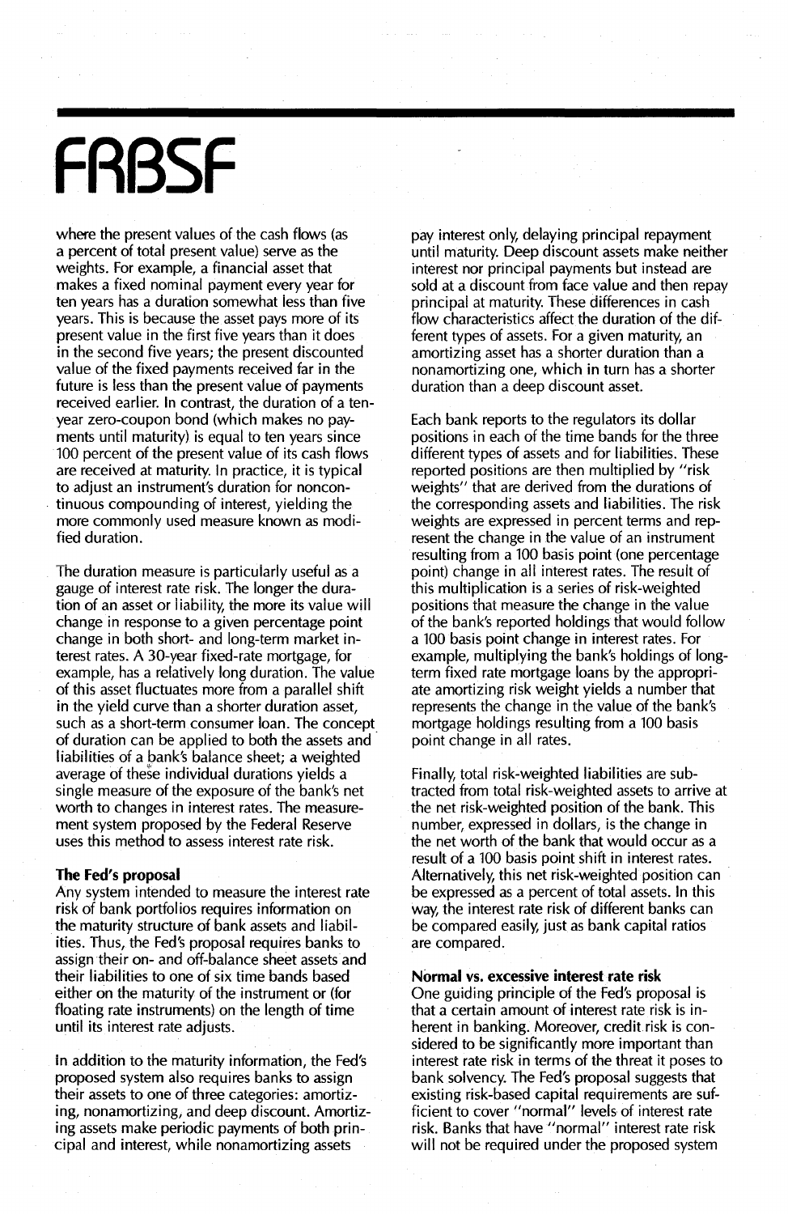where the present values of the cash flows (as a percent of total present value) serve as the weights. For example, a financial asset that makes a fixed nominal payment every year for ten years has a duration somewhat less than five years. This is because the asset pays more of its present value in the first five years than it does in the second five years; the present discounted value of the fixed payments received far in the future is less than the present value of payments received earlier. In contrast, the duration of a ten-year zero-coupon bond (which makes no payments until maturity) is equal to ten years since 100 percent of the present value of its cash flows are received at maturity. In practice, it is typical to adjust an instrument's duration for noncontinuous compounding of interest, yielding the more commonly used measure known as modified duration.

The duration measure is particularly useful as a gauge of interest rate risk. The longer the duration of an asset or liability, the more its value will change in response to a given percentage point change in both short- and long-term market interest rates. A 30-year fixed-rate mortgage, for example, has a relatively long duration. The value of this asset fluctuates more from a parallel shift in the yield curve than a shorter duration asset, such as a short-term consumer loan. The concept of duration can be applied to both the assets and liabilities of a bank's balance sheet; a weighted average of these individual durations yields a single measure of the exposure of the bank's net worth to changes in interest rates. The measurement system proposed by the Federal Reserve uses this method to assess interest rate risk.

**The Fed's proposal**

Any system intended to measure the interest rate risk of bank portfolios requires information on the maturity structure of bank assets and liabilities. Thus, the Fed's proposal requires banks to assign their on- and off-balance sheet assets and their liabilities to one of six time bands based either on the maturity of the instrument or (for floating rate instruments) on the length of time until its interest rate adjusts.

In addition to the maturity information, the Fed's proposed system also requires banks to assign their assets to one of three categories: amortizing, nonamortizing, and deep discount. Amortizing assets make periodic payments of both principal and interest, while nonamortizing assets pay interest only, delaying principal repayment until maturity. Deep discount assets make neither interest nor principal payments but instead are sold at a discount from face value and then repay principal at maturity. These differences in cash flow characteristics affect the duration of the different types of assets. For a given maturity, an amortizing asset has a shorter duration than a nonamortizing one, which in turn has a shorter duration than a deep discount asset.

Each bank reports to the regulators its dollar positions in each of the time bands for the three different types of assets and for liabilities. These reported positions are then multiplied by "risk weights" that are derived from the durations of the corresponding assets and liabilities. The risk weights are expressed in percent terms and represent the change in the value of an instrument resulting from a 100 basis point (one percentage point) change in all interest rates. The result of this multiplication is a series of risk-weighted positions that measure the change in the value of the bank's reported holdings that would follow a 100 basis point change in interest rates. For example, multiplying the bank's holdings of long-term fixed rate mortgage loans by the appropriate amortizing risk weight yields a number that represents the change in the value of the bank's mortgage holdings resulting from a 100 basis point change in all rates.

Finally, total risk-weighted liabilities are subtracted from total risk-weighted assets to arrive at the net risk-weighted position of the bank. This number, expressed in dollars, is the change in the net worth of the bank that would occur as a result of a 100 basis point shift in interest rates. Alternatively, this net risk-weighted position can be expressed as a percent of total assets. In this way, the interest rate risk of different banks can be compared easily, just as bank capital ratios are compared.

**Normal vs. excessive interest rate risk**

One guiding principle of the Fed's proposal is that a certain amount of interest rate risk is inherent in banking. Moreover, credit risk is considered to be significantly more important than interest rate risk in terms of the threat it poses to bank solvency. The Fed's proposal suggests that existing risk-based capital requirements are sufficient to cover "normal" levels of interest rate risk. Banks that have "normal" interest rate risk will not be required under the proposed system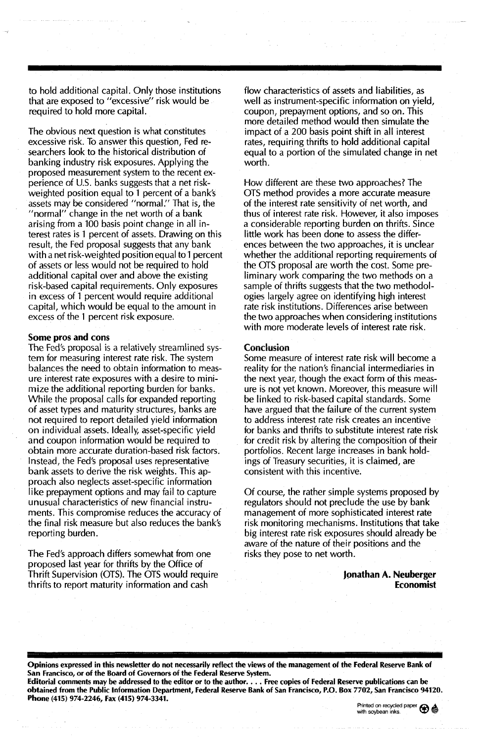to hold additional capital. Only those institutions that are exposed to "excessive" risk would be required to hold more capital.

The obvious next question is what constitutes excessive risk. To answer this question, Fed researchers look to the historical distribution of banking industry risk exposures. Applying the proposed measurement system to the recent experience of U.S. banks suggests that a net risk-weighted position equal to 1 percent of a bank's assets may be considered "normal." That is, the "normal" change in the net worth of a bank arising from a 100 basis point change in all interest rates is 1 percent of assets. Drawing on this result, the Fed proposal suggests that any bank with a net risk-weighted position equal to 1 percent of assets or less would not be required to hold additional capital over and above the existing risk-based capital requirements. Only exposures in excess of 1 percent would require additional capital, which would be equal to the amount in excess of the 1 percent risk exposure.

**Some pros and cons**

The Fed's proposal is a relatively streamlined system for measuring interest rate risk. The system balances the need to obtain information to measure interest rate exposures with a desire to minimize the additional reporting burden for banks. While the proposal calls for expanded reporting of asset types and maturity structures, banks are not required to report detailed yield information on individual assets. Ideally, asset-specific yield and coupon information would be required to obtain more accurate duration-based risk factors. Instead, the Fed's proposal uses representative bank assets to derive the risk weights. This approach also neglects asset-specific information like prepayment options and may fail to capture unusual characteristics of new financial instruments. This compromise reduces the accuracy of the final risk measure but also reduces the bank's reporting burden.

The Fed's approach differs somewhat from one proposed last year for thrifts by the Office of Thrift Supervision (OTS). The OTS would require thrifts to report maturity information and cash flow characteristics of assets and liabilities, as well as instrument-specific information on yield, coupon, prepayment options, and so on. This more detailed method would then simulate the impact of a 200 basis point shift in all interest rates, requiring thrifts to hold additional capital equal to a portion of the simulated change in net worth.

How different are these two approaches? The OTS method provides a more accurate measure of the interest rate sensitivity of net worth, and thus of interest rate risk. However, it also imposes a considerable reporting burden on thrifts. Since little work has been done to assess the differences between the two approaches, it is unclear whether the additional reporting requirements of the OTS proposal are worth the cost. Some preliminary work comparing the two methods on a sample of thrifts suggests that the two methodologies largely agree on identifying high interest rate risk institutions. Differences arise between the two approaches when considering institutions with more moderate levels of interest rate risk.

**Conclusion**

Some measure of interest rate risk will become a reality for the nation's financial intermediaries in the next year, though the exact form of this measure is not yet known. Moreover, this measure will be linked to risk-based capital standards. Some have argued that the failure of the current system to address interest rate risk creates an incentive for banks and thrifts to substitute interest rate risk for credit risk by altering the composition of their portfolios. Recent large increases in bank holdings of Treasury securities, it is claimed, are consistent with this incentive.

Of course, the rather simple systems proposed by regulators should not preclude the use by bank management of more sophisticated interest rate risk monitoring mechanisms. Institutions that take big interest rate risk exposures should already be aware of the nature of their positions and the risks they pose to net worth.

**Jonathan A. Neuberger**
**Economist**

**Opinions expressed in this newsletter do not necessarily reflect the views of the management of the Federal Reserve Bank of San Francisco, or of the Board of Governors of the Federal Reserve System.**

**Editorial comments may be addressed to the editor or to the author. . . . Free copies of Federal Reserve publications can be obtained from the Public Information Department, Federal Reserve Bank of San Francisco, P.O. Box 7702, San Francisco 94120. Phone (415) 974-2246, Fax (415) 974-3341.**

Printed on recycled paper with soybean inks.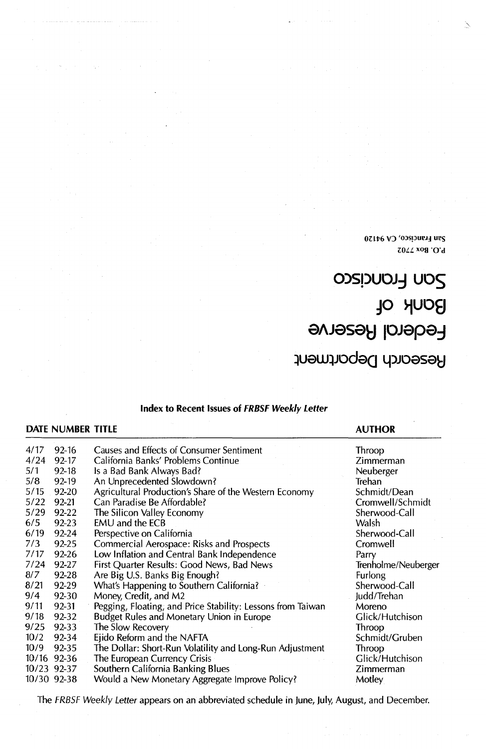Research Department

Federal Reserve

Bank of

San Francisco

P.O. Box 7702

San Francisco, CA 94120

**Index to Recent Issues of *FRBSF Weekly Letter***

| DATE | NUMBER | TITLE | AUTHOR |
|---|---|---|---|
| 4/17 | 92-16 | Causes and Effects of Consumer Sentiment | Throop |
| 4/24 | 92-17 | California Banks' Problems Continue | Zimmerman |
| 5/1 | 92-18 | Is a Bad Bank Always Bad? | Neuberger |
| 5/8 | 92-19 | An Unprecedented Slowdown? | Trehan |
| 5/15 | 92-20 | Agricultural Production's Share of the Western Economy | Schmidt/Dean |
| 5/22 | 92-21 | Can Paradise Be Affordable? | Cromwell/Schmidt |
| 5/29 | 92-22 | The Silicon Valley Economy | Sherwood-Call |
| 6/5 | 92-23 | EMU and the ECB | Walsh |
| 6/19 | 92-24 | Perspective on California | Sherwood-Call |
| 7/3 | 92-25 | Commercial Aerospace: Risks and Prospects | Cromwell |
| 7/17 | 92-26 | Low Inflation and Central Bank Independence | Parry |
| 7/24 | 92-27 | First Quarter Results: Good News, Bad News | Trenholme/Neuberger |
| 8/7 | 92-28 | Are Big U.S. Banks Big Enough? | Furlong |
| 8/21 | 92-29 | What's Happening to Southern California? | Sherwood-Call |
| 9/4 | 92-30 | Money, Credit, and M2 | Judd/Trehan |
| 9/11 | 92-31 | Pegging, Floating, and Price Stability: Lessons from Taiwan | Moreno |
| 9/18 | 92-32 | Budget Rules and Monetary Union in Europe | Glick/Hutchison |
| 9/25 | 92-33 | The Slow Recovery | Throop |
| 10/2 | 92-34 | Ejido Reform and the NAFTA | Schmidt/Gruben |
| 10/9 | 92-35 | The Dollar: Short-Run Volatility and Long-Run Adjustment | Throop |
| 10/16 | 92-36 | The European Currency Crisis | Glick/Hutchison |
| 10/23 | 92-37 | Southern California Banking Blues | Zimmerman |
| 10/30 | 92-38 | Would a New Monetary Aggregate Improve Policy? | Motley |

The *FRBSF Weekly Letter* appears on an abbreviated schedule in June, July, August, and December.